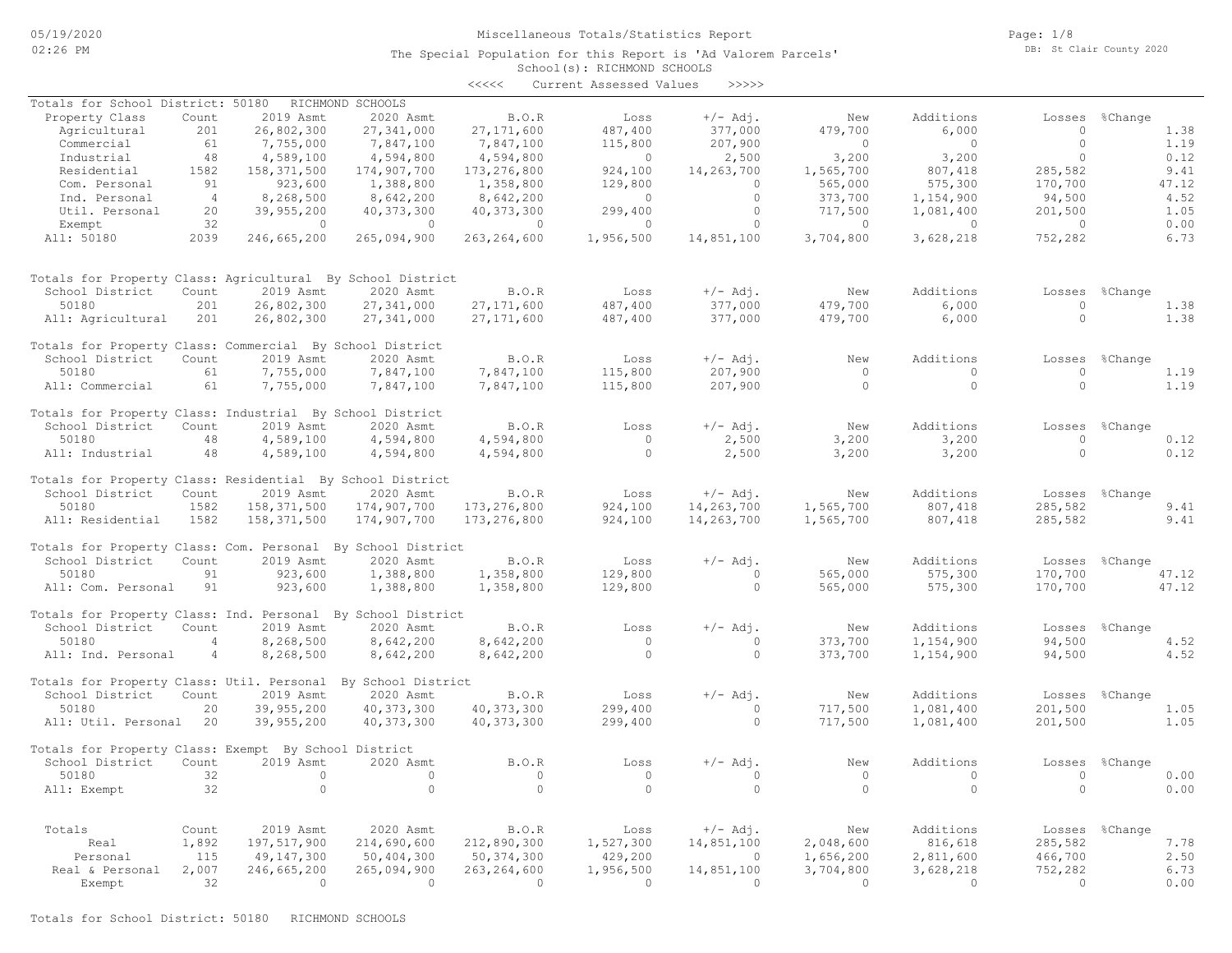# Miscellaneous Totals/Statistics Report

The Special Population for this Report is 'Ad Valorem Parcels'

School(s): RICHMOND SCHOOLS

<<<<< Current Assessed Values >>>>>

## Totals for School District: 50180 RICHMOND SCHOOLS

| Property Class | Count | 2019 Asmt | 2020 Asmt | B.O.R | Loss | +/- Adj. | New | Additions | Losses | %Change |
|---|---|---|---|---|---|---|---|---|---|---|
| Agricultural | 201 | 26,802,300 | 27,341,000 | 27,171,600 | 487,400 | 377,000 | 479,700 | 6,000 | 0 | 1.38 |
| Commercial | 61 | 7,755,000 | 7,847,100 | 7,847,100 | 115,800 | 207,900 | 0 | 0 | 0 | 1.19 |
| Industrial | 48 | 4,589,100 | 4,594,800 | 4,594,800 | 0 | 2,500 | 3,200 | 3,200 | 0 | 0.12 |
| Residential | 1582 | 158,371,500 | 174,907,700 | 173,276,800 | 924,100 | 14,263,700 | 1,565,700 | 807,418 | 285,582 | 9.41 |
| Com. Personal | 91 | 923,600 | 1,388,800 | 1,358,800 | 129,800 | 0 | 565,000 | 575,300 | 170,700 | 47.12 |
| Ind. Personal | 4 | 8,268,500 | 8,642,200 | 8,642,200 | 0 | 0 | 373,700 | 1,154,900 | 94,500 | 4.52 |
| Util. Personal | 20 | 39,955,200 | 40,373,300 | 40,373,300 | 299,400 | 0 | 717,500 | 1,081,400 | 201,500 | 1.05 |
| Exempt | 32 | 0 | 0 | 0 | 0 | 0 | 0 | 0 | 0 | 0.00 |
| All: 50180 | 2039 | 246,665,200 | 265,094,900 | 263,264,600 | 1,956,500 | 14,851,100 | 3,704,800 | 3,628,218 | 752,282 | 6.73 |

## Totals for Property Class: Agricultural By School District

| School District | Count | 2019 Asmt | 2020 Asmt | B.O.R | Loss | +/- Adj. | New | Additions | Losses | %Change |
|---|---|---|---|---|---|---|---|---|---|---|
| 50180 | 201 | 26,802,300 | 27,341,000 | 27,171,600 | 487,400 | 377,000 | 479,700 | 6,000 | 0 | 1.38 |
| All: Agricultural | 201 | 26,802,300 | 27,341,000 | 27,171,600 | 487,400 | 377,000 | 479,700 | 6,000 | 0 | 1.38 |

## Totals for Property Class: Commercial By School District

| School District | Count | 2019 Asmt | 2020 Asmt | B.O.R | Loss | +/- Adj. | New | Additions | Losses | %Change |
|---|---|---|---|---|---|---|---|---|---|---|
| 50180 | 61 | 7,755,000 | 7,847,100 | 7,847,100 | 115,800 | 207,900 | 0 | 0 | 0 | 1.19 |
| All: Commercial | 61 | 7,755,000 | 7,847,100 | 7,847,100 | 115,800 | 207,900 | 0 | 0 | 0 | 1.19 |

## Totals for Property Class: Industrial By School District

| School District | Count | 2019 Asmt | 2020 Asmt | B.O.R | Loss | +/- Adj. | New | Additions | Losses | %Change |
|---|---|---|---|---|---|---|---|---|---|---|
| 50180 | 48 | 4,589,100 | 4,594,800 | 4,594,800 | 0 | 2,500 | 3,200 | 3,200 | 0 | 0.12 |
| All: Industrial | 48 | 4,589,100 | 4,594,800 | 4,594,800 | 0 | 2,500 | 3,200 | 3,200 | 0 | 0.12 |

## Totals for Property Class: Residential By School District

| School District | Count | 2019 Asmt | 2020 Asmt | B.O.R | Loss | +/- Adj. | New | Additions | Losses | %Change |
|---|---|---|---|---|---|---|---|---|---|---|
| 50180 | 1582 | 158,371,500 | 174,907,700 | 173,276,800 | 924,100 | 14,263,700 | 1,565,700 | 807,418 | 285,582 | 9.41 |
| All: Residential | 1582 | 158,371,500 | 174,907,700 | 173,276,800 | 924,100 | 14,263,700 | 1,565,700 | 807,418 | 285,582 | 9.41 |

## Totals for Property Class: Com. Personal By School District

| School District | Count | 2019 Asmt | 2020 Asmt | B.O.R | Loss | +/- Adj. | New | Additions | Losses | %Change |
|---|---|---|---|---|---|---|---|---|---|---|
| 50180 | 91 | 923,600 | 1,388,800 | 1,358,800 | 129,800 | 0 | 565,000 | 575,300 | 170,700 | 47.12 |
| All: Com. Personal | 91 | 923,600 | 1,388,800 | 1,358,800 | 129,800 | 0 | 565,000 | 575,300 | 170,700 | 47.12 |

## Totals for Property Class: Ind. Personal By School District

| School District | Count | 2019 Asmt | 2020 Asmt | B.O.R | Loss | +/- Adj. | New | Additions | Losses | %Change |
|---|---|---|---|---|---|---|---|---|---|---|
| 50180 | 4 | 8,268,500 | 8,642,200 | 8,642,200 | 0 | 0 | 373,700 | 1,154,900 | 94,500 | 4.52 |
| All: Ind. Personal | 4 | 8,268,500 | 8,642,200 | 8,642,200 | 0 | 0 | 373,700 | 1,154,900 | 94,500 | 4.52 |

## Totals for Property Class: Util. Personal By School District

| School District | Count | 2019 Asmt | 2020 Asmt | B.O.R | Loss | +/- Adj. | New | Additions | Losses | %Change |
|---|---|---|---|---|---|---|---|---|---|---|
| 50180 | 20 | 39,955,200 | 40,373,300 | 40,373,300 | 299,400 | 0 | 717,500 | 1,081,400 | 201,500 | 1.05 |
| All: Util. Personal | 20 | 39,955,200 | 40,373,300 | 40,373,300 | 299,400 | 0 | 717,500 | 1,081,400 | 201,500 | 1.05 |

## Totals for Property Class: Exempt By School District

| School District | Count | 2019 Asmt | 2020 Asmt | B.O.R | Loss | +/- Adj. | New | Additions | Losses | %Change |
|---|---|---|---|---|---|---|---|---|---|---|
| 50180 | 32 | 0 | 0 | 0 | 0 | 0 | 0 | 0 | 0 | 0.00 |
| All: Exempt | 32 | 0 | 0 | 0 | 0 | 0 | 0 | 0 | 0 | 0.00 |

## Totals

| Totals | Count | 2019 Asmt | 2020 Asmt | B.O.R | Loss | +/- Adj. | New | Additions | Losses | %Change |
|---|---|---|---|---|---|---|---|---|---|---|
| Real | 1,892 | 197,517,900 | 214,690,600 | 212,890,300 | 1,527,300 | 14,851,100 | 2,048,600 | 816,618 | 285,582 | 7.78 |
| Personal | 115 | 49,147,300 | 50,404,300 | 50,374,300 | 429,200 | 0 | 1,656,200 | 2,811,600 | 466,700 | 2.50 |
| Real & Personal | 2,007 | 246,665,200 | 265,094,900 | 263,264,600 | 1,956,500 | 14,851,100 | 3,704,800 | 3,628,218 | 752,282 | 6.73 |
| Exempt | 32 | 0 | 0 | 0 | 0 | 0 | 0 | 0 | 0 | 0.00 |

Totals for School District: 50180 RICHMOND SCHOOLS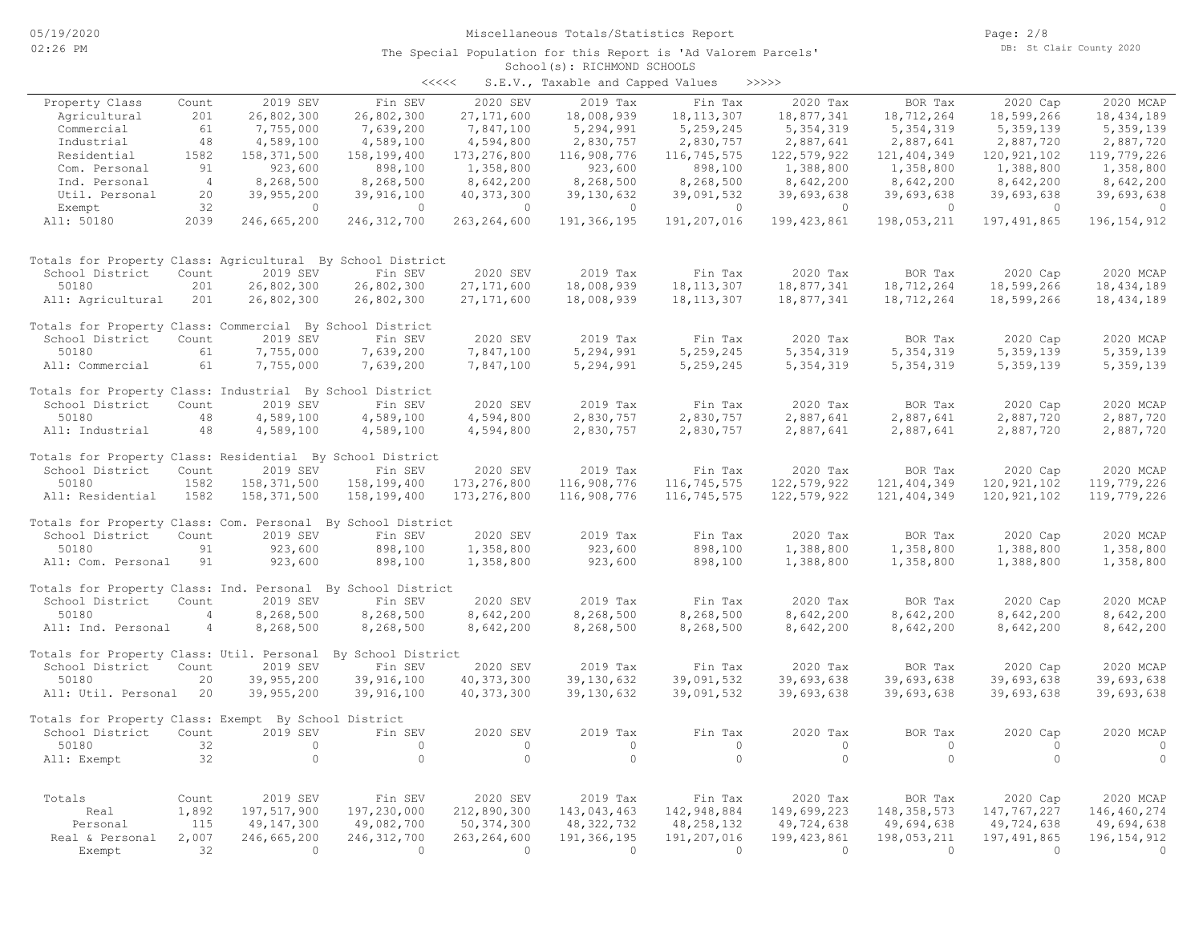# Miscellaneous Totals/Statistics Report

The Special Population for this Report is 'Ad Valorem Parcels'

School(s): RICHMOND SCHOOLS

<<<<< S.E.V., Taxable and Capped Values >>>>>

| Property Class | Count | 2019 SEV | Fin SEV | 2020 SEV | 2019 Tax | Fin Tax | 2020 Tax | BOR Tax | 2020 Cap | 2020 MCAP |
|---|---|---|---|---|---|---|---|---|---|---|
| Agricultural | 201 | 26,802,300 | 26,802,300 | 27,171,600 | 18,008,939 | 18,113,307 | 18,877,341 | 18,712,264 | 18,599,266 | 18,434,189 |
| Commercial | 61 | 7,755,000 | 7,639,200 | 7,847,100 | 5,294,991 | 5,259,245 | 5,354,319 | 5,354,319 | 5,359,139 | 5,359,139 |
| Industrial | 48 | 4,589,100 | 4,589,100 | 4,594,800 | 2,830,757 | 2,830,757 | 2,887,641 | 2,887,641 | 2,887,720 | 2,887,720 |
| Residential | 1582 | 158,371,500 | 158,199,400 | 173,276,800 | 116,908,776 | 116,745,575 | 122,579,922 | 121,404,349 | 120,921,102 | 119,779,226 |
| Com. Personal | 91 | 923,600 | 898,100 | 1,358,800 | 923,600 | 898,100 | 1,388,800 | 1,358,800 | 1,388,800 | 1,358,800 |
| Ind. Personal | 4 | 8,268,500 | 8,268,500 | 8,642,200 | 8,268,500 | 8,268,500 | 8,642,200 | 8,642,200 | 8,642,200 | 8,642,200 |
| Util. Personal | 20 | 39,955,200 | 39,916,100 | 40,373,300 | 39,130,632 | 39,091,532 | 39,693,638 | 39,693,638 | 39,693,638 | 39,693,638 |
| Exempt | 32 | 0 | 0 | 0 | 0 | 0 | 0 | 0 | 0 | 0 |
| All: 50180 | 2039 | 246,665,200 | 246,312,700 | 263,264,600 | 191,366,195 | 191,207,016 | 199,423,861 | 198,053,211 | 197,491,865 | 196,154,912 |

Totals for Property Class: Agricultural By School District

| School District | Count | 2019 SEV | Fin SEV | 2020 SEV | 2019 Tax | Fin Tax | 2020 Tax | BOR Tax | 2020 Cap | 2020 MCAP |
|---|---|---|---|---|---|---|---|---|---|---|
| 50180 | 201 | 26,802,300 | 26,802,300 | 27,171,600 | 18,008,939 | 18,113,307 | 18,877,341 | 18,712,264 | 18,599,266 | 18,434,189 |
| All: Agricultural | 201 | 26,802,300 | 26,802,300 | 27,171,600 | 18,008,939 | 18,113,307 | 18,877,341 | 18,712,264 | 18,599,266 | 18,434,189 |

Totals for Property Class: Commercial By School District

| School District | Count | 2019 SEV | Fin SEV | 2020 SEV | 2019 Tax | Fin Tax | 2020 Tax | BOR Tax | 2020 Cap | 2020 MCAP |
|---|---|---|---|---|---|---|---|---|---|---|
| 50180 | 61 | 7,755,000 | 7,639,200 | 7,847,100 | 5,294,991 | 5,259,245 | 5,354,319 | 5,354,319 | 5,359,139 | 5,359,139 |
| All: Commercial | 61 | 7,755,000 | 7,639,200 | 7,847,100 | 5,294,991 | 5,259,245 | 5,354,319 | 5,354,319 | 5,359,139 | 5,359,139 |

Totals for Property Class: Industrial By School District

| School District | Count | 2019 SEV | Fin SEV | 2020 SEV | 2019 Tax | Fin Tax | 2020 Tax | BOR Tax | 2020 Cap | 2020 MCAP |
|---|---|---|---|---|---|---|---|---|---|---|
| 50180 | 48 | 4,589,100 | 4,589,100 | 4,594,800 | 2,830,757 | 2,830,757 | 2,887,641 | 2,887,641 | 2,887,720 | 2,887,720 |
| All: Industrial | 48 | 4,589,100 | 4,589,100 | 4,594,800 | 2,830,757 | 2,830,757 | 2,887,641 | 2,887,641 | 2,887,720 | 2,887,720 |

Totals for Property Class: Residential By School District

| School District | Count | 2019 SEV | Fin SEV | 2020 SEV | 2019 Tax | Fin Tax | 2020 Tax | BOR Tax | 2020 Cap | 2020 MCAP |
|---|---|---|---|---|---|---|---|---|---|---|
| 50180 | 1582 | 158,371,500 | 158,199,400 | 173,276,800 | 116,908,776 | 116,745,575 | 122,579,922 | 121,404,349 | 120,921,102 | 119,779,226 |
| All: Residential | 1582 | 158,371,500 | 158,199,400 | 173,276,800 | 116,908,776 | 116,745,575 | 122,579,922 | 121,404,349 | 120,921,102 | 119,779,226 |

Totals for Property Class: Com. Personal By School District

| School District | Count | 2019 SEV | Fin SEV | 2020 SEV | 2019 Tax | Fin Tax | 2020 Tax | BOR Tax | 2020 Cap | 2020 MCAP |
|---|---|---|---|---|---|---|---|---|---|---|
| 50180 | 91 | 923,600 | 898,100 | 1,358,800 | 923,600 | 898,100 | 1,388,800 | 1,358,800 | 1,388,800 | 1,358,800 |
| All: Com. Personal | 91 | 923,600 | 898,100 | 1,358,800 | 923,600 | 898,100 | 1,388,800 | 1,358,800 | 1,388,800 | 1,358,800 |

Totals for Property Class: Ind. Personal By School District

| School District | Count | 2019 SEV | Fin SEV | 2020 SEV | 2019 Tax | Fin Tax | 2020 Tax | BOR Tax | 2020 Cap | 2020 MCAP |
|---|---|---|---|---|---|---|---|---|---|---|
| 50180 | 4 | 8,268,500 | 8,268,500 | 8,642,200 | 8,268,500 | 8,268,500 | 8,642,200 | 8,642,200 | 8,642,200 | 8,642,200 |
| All: Ind. Personal | 4 | 8,268,500 | 8,268,500 | 8,642,200 | 8,268,500 | 8,268,500 | 8,642,200 | 8,642,200 | 8,642,200 | 8,642,200 |

Totals for Property Class: Util. Personal By School District

| School District | Count | 2019 SEV | Fin SEV | 2020 SEV | 2019 Tax | Fin Tax | 2020 Tax | BOR Tax | 2020 Cap | 2020 MCAP |
|---|---|---|---|---|---|---|---|---|---|---|
| 50180 | 20 | 39,955,200 | 39,916,100 | 40,373,300 | 39,130,632 | 39,091,532 | 39,693,638 | 39,693,638 | 39,693,638 | 39,693,638 |
| All: Util. Personal | 20 | 39,955,200 | 39,916,100 | 40,373,300 | 39,130,632 | 39,091,532 | 39,693,638 | 39,693,638 | 39,693,638 | 39,693,638 |

Totals for Property Class: Exempt By School District

| School District | Count | 2019 SEV | Fin SEV | 2020 SEV | 2019 Tax | Fin Tax | 2020 Tax | BOR Tax | 2020 Cap | 2020 MCAP |
|---|---|---|---|---|---|---|---|---|---|---|
| 50180 | 32 | 0 | 0 | 0 | 0 | 0 | 0 | 0 | 0 | 0 |
| All: Exempt | 32 | 0 | 0 | 0 | 0 | 0 | 0 | 0 | 0 | 0 |

| Totals | Count | 2019 SEV | Fin SEV | 2020 SEV | 2019 Tax | Fin Tax | 2020 Tax | BOR Tax | 2020 Cap | 2020 MCAP |
|---|---|---|---|---|---|---|---|---|---|---|
| Real | 1,892 | 197,517,900 | 197,230,000 | 212,890,300 | 143,043,463 | 142,948,884 | 149,699,223 | 148,358,573 | 147,767,227 | 146,460,274 |
| Personal | 115 | 49,147,300 | 49,082,700 | 50,374,300 | 48,322,732 | 48,258,132 | 49,724,638 | 49,694,638 | 49,724,638 | 49,694,638 |
| Real & Personal | 2,007 | 246,665,200 | 246,312,700 | 263,264,600 | 191,366,195 | 191,207,016 | 199,423,861 | 198,053,211 | 197,491,865 | 196,154,912 |
| Exempt | 32 | 0 | 0 | 0 | 0 | 0 | 0 | 0 | 0 | 0 |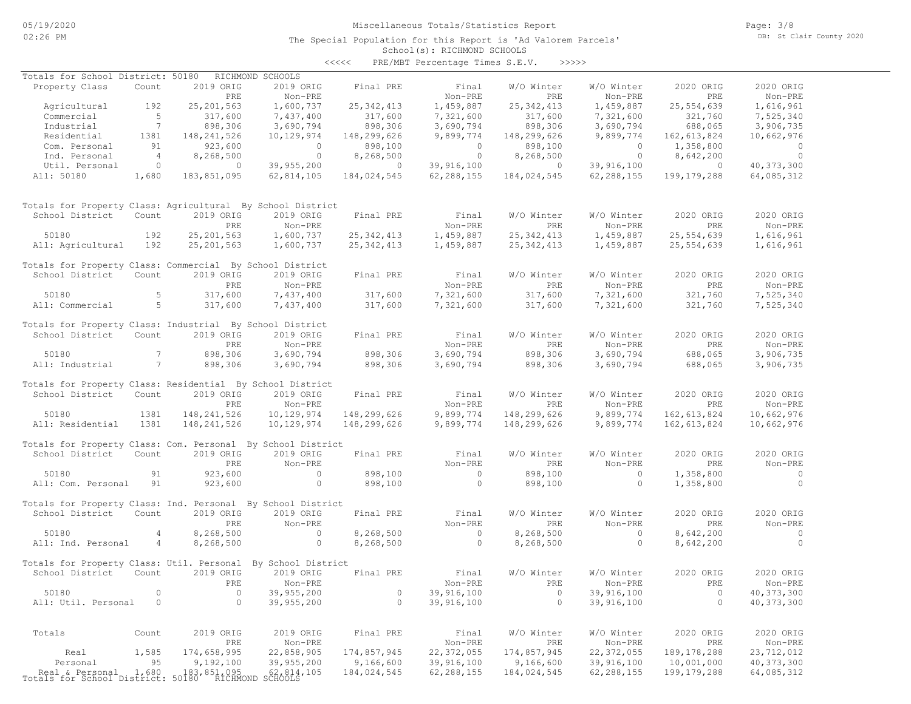# Miscellaneous Totals/Statistics Report

The Special Population for this Report is 'Ad Valorem Parcels'

School(s): RICHMOND SCHOOLS

<<<<< PRE/MBT Percentage Times S.E.V. >>>>>

**Totals for School District: 50180 RICHMOND SCHOOLS**

| Property Class | Count | 2019 ORIG PRE | 2019 ORIG Non-PRE | Final PRE | Final Non-PRE | W/O Winter PRE | W/O Winter Non-PRE | 2020 ORIG PRE | 2020 ORIG Non-PRE |
|---|---|---|---|---|---|---|---|---|---|
| Agricultural | 192 | 25,201,563 | 1,600,737 | 25,342,413 | 1,459,887 | 25,342,413 | 1,459,887 | 25,554,639 | 1,616,961 |
| Commercial | 5 | 317,600 | 7,437,400 | 317,600 | 7,321,600 | 317,600 | 7,321,600 | 321,760 | 7,525,340 |
| Industrial | 7 | 898,306 | 3,690,794 | 898,306 | 3,690,794 | 898,306 | 3,690,794 | 688,065 | 3,906,735 |
| Residential | 1381 | 148,241,526 | 10,129,974 | 148,299,626 | 9,899,774 | 148,299,626 | 9,899,774 | 162,613,824 | 10,662,976 |
| Com. Personal | 91 | 923,600 | 0 | 898,100 | 0 | 898,100 | 0 | 1,358,800 | 0 |
| Ind. Personal | 4 | 8,268,500 | 0 | 8,268,500 | 0 | 8,268,500 | 0 | 8,642,200 | 0 |
| Util. Personal | 0 | 0 | 39,955,200 | 0 | 39,916,100 | 0 | 39,916,100 | 0 | 40,373,300 |
| All: 50180 | 1,680 | 183,851,095 | 62,814,105 | 184,024,545 | 62,288,155 | 184,024,545 | 62,288,155 | 199,179,288 | 64,085,312 |

**Totals for Property Class: Agricultural By School District**

| School District | Count | 2019 ORIG PRE | 2019 ORIG Non-PRE | Final PRE | Final Non-PRE | W/O Winter PRE | W/O Winter Non-PRE | 2020 ORIG PRE | 2020 ORIG Non-PRE |
|---|---|---|---|---|---|---|---|---|---|
| 50180 | 192 | 25,201,563 | 1,600,737 | 25,342,413 | 1,459,887 | 25,342,413 | 1,459,887 | 25,554,639 | 1,616,961 |
| All: Agricultural | 192 | 25,201,563 | 1,600,737 | 25,342,413 | 1,459,887 | 25,342,413 | 1,459,887 | 25,554,639 | 1,616,961 |

**Totals for Property Class: Commercial By School District**

| School District | Count | 2019 ORIG PRE | 2019 ORIG Non-PRE | Final PRE | Final Non-PRE | W/O Winter PRE | W/O Winter Non-PRE | 2020 ORIG PRE | 2020 ORIG Non-PRE |
|---|---|---|---|---|---|---|---|---|---|
| 50180 | 5 | 317,600 | 7,437,400 | 317,600 | 7,321,600 | 317,600 | 7,321,600 | 321,760 | 7,525,340 |
| All: Commercial | 5 | 317,600 | 7,437,400 | 317,600 | 7,321,600 | 317,600 | 7,321,600 | 321,760 | 7,525,340 |

**Totals for Property Class: Industrial By School District**

| School District | Count | 2019 ORIG PRE | 2019 ORIG Non-PRE | Final PRE | Final Non-PRE | W/O Winter PRE | W/O Winter Non-PRE | 2020 ORIG PRE | 2020 ORIG Non-PRE |
|---|---|---|---|---|---|---|---|---|---|
| 50180 | 7 | 898,306 | 3,690,794 | 898,306 | 3,690,794 | 898,306 | 3,690,794 | 688,065 | 3,906,735 |
| All: Industrial | 7 | 898,306 | 3,690,794 | 898,306 | 3,690,794 | 898,306 | 3,690,794 | 688,065 | 3,906,735 |

**Totals for Property Class: Residential By School District**

| School District | Count | 2019 ORIG PRE | 2019 ORIG Non-PRE | Final PRE | Final Non-PRE | W/O Winter PRE | W/O Winter Non-PRE | 2020 ORIG PRE | 2020 ORIG Non-PRE |
|---|---|---|---|---|---|---|---|---|---|
| 50180 | 1381 | 148,241,526 | 10,129,974 | 148,299,626 | 9,899,774 | 148,299,626 | 9,899,774 | 162,613,824 | 10,662,976 |
| All: Residential | 1381 | 148,241,526 | 10,129,974 | 148,299,626 | 9,899,774 | 148,299,626 | 9,899,774 | 162,613,824 | 10,662,976 |

**Totals for Property Class: Com. Personal By School District**

| School District | Count | 2019 ORIG PRE | 2019 ORIG Non-PRE | Final PRE | Final Non-PRE | W/O Winter PRE | W/O Winter Non-PRE | 2020 ORIG PRE | 2020 ORIG Non-PRE |
|---|---|---|---|---|---|---|---|---|---|
| 50180 | 91 | 923,600 | 0 | 898,100 | 0 | 898,100 | 0 | 1,358,800 | 0 |
| All: Com. Personal | 91 | 923,600 | 0 | 898,100 | 0 | 898,100 | 0 | 1,358,800 | 0 |

**Totals for Property Class: Ind. Personal By School District**

| School District | Count | 2019 ORIG PRE | 2019 ORIG Non-PRE | Final PRE | Final Non-PRE | W/O Winter PRE | W/O Winter Non-PRE | 2020 ORIG PRE | 2020 ORIG Non-PRE |
|---|---|---|---|---|---|---|---|---|---|
| 50180 | 4 | 8,268,500 | 0 | 8,268,500 | 0 | 8,268,500 | 0 | 8,642,200 | 0 |
| All: Ind. Personal | 4 | 8,268,500 | 0 | 8,268,500 | 0 | 8,268,500 | 0 | 8,642,200 | 0 |

**Totals for Property Class: Util. Personal By School District**

| School District | Count | 2019 ORIG PRE | 2019 ORIG Non-PRE | Final PRE | Final Non-PRE | W/O Winter PRE | W/O Winter Non-PRE | 2020 ORIG PRE | 2020 ORIG Non-PRE |
|---|---|---|---|---|---|---|---|---|---|
| 50180 | 0 | 0 | 39,955,200 | 0 | 39,916,100 | 0 | 39,916,100 | 0 | 40,373,300 |
| All: Util. Personal | 0 | 0 | 39,955,200 | 0 | 39,916,100 | 0 | 39,916,100 | 0 | 40,373,300 |

| Totals | Count | 2019 ORIG PRE | 2019 ORIG Non-PRE | Final PRE | Final Non-PRE | W/O Winter PRE | W/O Winter Non-PRE | 2020 ORIG PRE | 2020 ORIG Non-PRE |
|---|---|---|---|---|---|---|---|---|---|
| Real | 1,585 | 174,658,995 | 22,858,905 | 174,857,945 | 22,372,055 | 174,857,945 | 22,372,055 | 189,178,288 | 23,712,012 |
| Personal | 95 | 9,192,100 | 39,955,200 | 9,166,600 | 39,916,100 | 9,166,600 | 39,916,100 | 10,001,000 | 40,373,300 |
| Real & Personal | 1,680 | 183,851,095 | 62,814,105 | 184,024,545 | 62,288,155 | 184,024,545 | 62,288,155 | 199,179,288 | 64,085,312 |

Totals for School District: 50180 RICHMOND SCHOOLS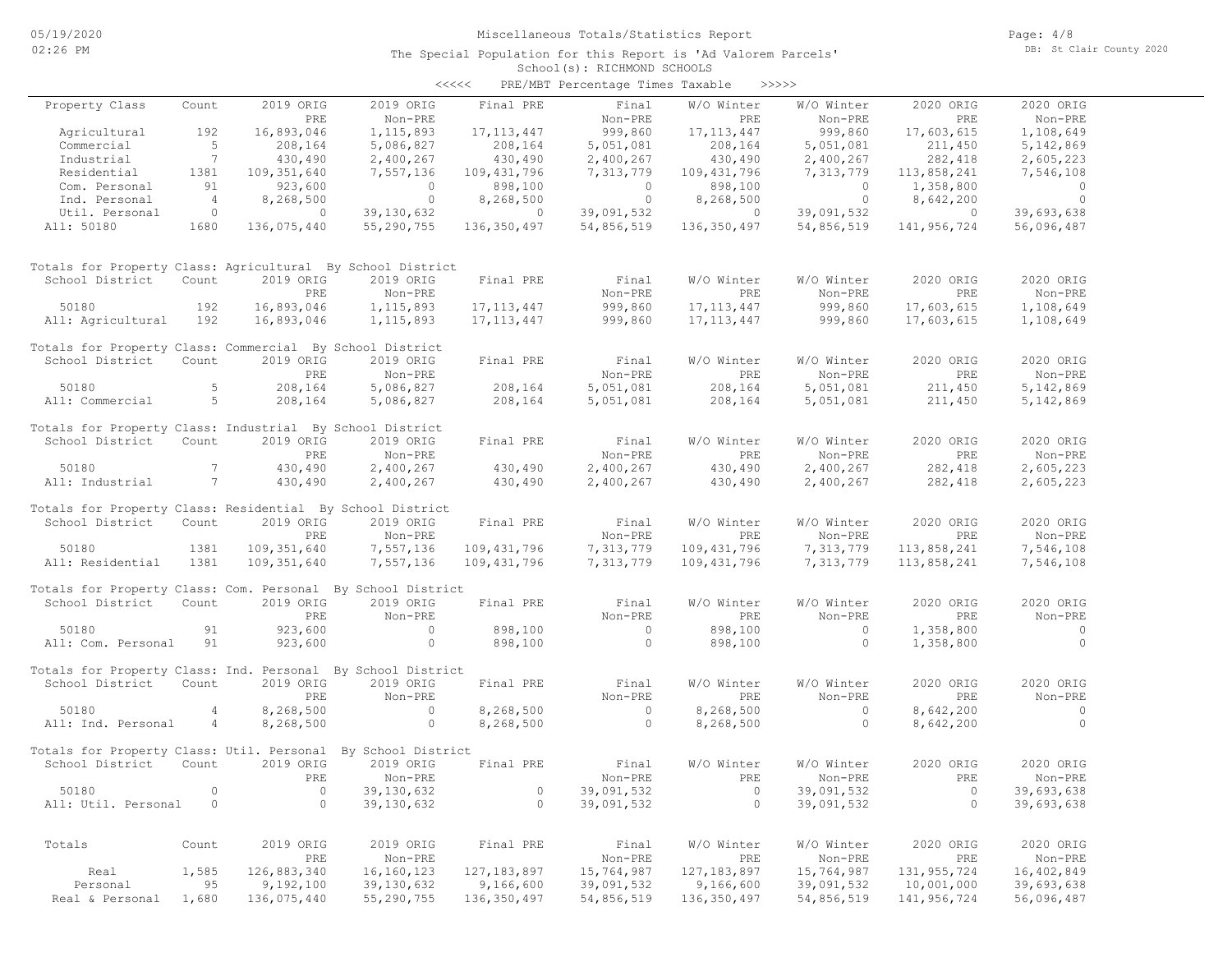Miscellaneous Totals/Statistics Report

The Special Population for this Report is 'Ad Valorem Parcels'

School(s): RICHMOND SCHOOLS

<<<<< PRE/MBT Percentage Times Taxable >>>>>

| Property Class | Count | 2019 ORIG PRE | 2019 ORIG Non-PRE | Final PRE | Final Non-PRE | W/O Winter PRE | W/O Winter Non-PRE | 2020 ORIG PRE | 2020 ORIG Non-PRE |
|---|---|---|---|---|---|---|---|---|---|
| Agricultural | 192 | 16,893,046 | 1,115,893 | 17,113,447 | 999,860 | 17,113,447 | 999,860 | 17,603,615 | 1,108,649 |
| Commercial | 5 | 208,164 | 5,086,827 | 208,164 | 5,051,081 | 208,164 | 5,051,081 | 211,450 | 5,142,869 |
| Industrial | 7 | 430,490 | 2,400,267 | 430,490 | 2,400,267 | 430,490 | 2,400,267 | 282,418 | 2,605,223 |
| Residential | 1381 | 109,351,640 | 7,557,136 | 109,431,796 | 7,313,779 | 109,431,796 | 7,313,779 | 113,858,241 | 7,546,108 |
| Com. Personal | 91 | 923,600 | 0 | 898,100 | 0 | 898,100 | 0 | 1,358,800 | 0 |
| Ind. Personal | 4 | 8,268,500 | 0 | 8,268,500 | 0 | 8,268,500 | 0 | 8,642,200 | 0 |
| Util. Personal | 0 | 0 | 39,130,632 | 0 | 39,091,532 | 0 | 39,091,532 | 0 | 39,693,638 |
| All: 50180 | 1680 | 136,075,440 | 55,290,755 | 136,350,497 | 54,856,519 | 136,350,497 | 54,856,519 | 141,956,724 | 56,096,487 |

Totals for Property Class: Agricultural By School District

| School District | Count | 2019 ORIG PRE | 2019 ORIG Non-PRE | Final PRE | Final Non-PRE | W/O Winter PRE | W/O Winter Non-PRE | 2020 ORIG PRE | 2020 ORIG Non-PRE |
|---|---|---|---|---|---|---|---|---|---|
| 50180 | 192 | 16,893,046 | 1,115,893 | 17,113,447 | 999,860 | 17,113,447 | 999,860 | 17,603,615 | 1,108,649 |
| All: Agricultural | 192 | 16,893,046 | 1,115,893 | 17,113,447 | 999,860 | 17,113,447 | 999,860 | 17,603,615 | 1,108,649 |

Totals for Property Class: Commercial By School District

| School District | Count | 2019 ORIG PRE | 2019 ORIG Non-PRE | Final PRE | Final Non-PRE | W/O Winter PRE | W/O Winter Non-PRE | 2020 ORIG PRE | 2020 ORIG Non-PRE |
|---|---|---|---|---|---|---|---|---|---|
| 50180 | 5 | 208,164 | 5,086,827 | 208,164 | 5,051,081 | 208,164 | 5,051,081 | 211,450 | 5,142,869 |
| All: Commercial | 5 | 208,164 | 5,086,827 | 208,164 | 5,051,081 | 208,164 | 5,051,081 | 211,450 | 5,142,869 |

Totals for Property Class: Industrial By School District

| School District | Count | 2019 ORIG PRE | 2019 ORIG Non-PRE | Final PRE | Final Non-PRE | W/O Winter PRE | W/O Winter Non-PRE | 2020 ORIG PRE | 2020 ORIG Non-PRE |
|---|---|---|---|---|---|---|---|---|---|
| 50180 | 7 | 430,490 | 2,400,267 | 430,490 | 2,400,267 | 430,490 | 2,400,267 | 282,418 | 2,605,223 |
| All: Industrial | 7 | 430,490 | 2,400,267 | 430,490 | 2,400,267 | 430,490 | 2,400,267 | 282,418 | 2,605,223 |

Totals for Property Class: Residential By School District

| School District | Count | 2019 ORIG PRE | 2019 ORIG Non-PRE | Final PRE | Final Non-PRE | W/O Winter PRE | W/O Winter Non-PRE | 2020 ORIG PRE | 2020 ORIG Non-PRE |
|---|---|---|---|---|---|---|---|---|---|
| 50180 | 1381 | 109,351,640 | 7,557,136 | 109,431,796 | 7,313,779 | 109,431,796 | 7,313,779 | 113,858,241 | 7,546,108 |
| All: Residential | 1381 | 109,351,640 | 7,557,136 | 109,431,796 | 7,313,779 | 109,431,796 | 7,313,779 | 113,858,241 | 7,546,108 |

Totals for Property Class: Com. Personal By School District

| School District | Count | 2019 ORIG PRE | 2019 ORIG Non-PRE | Final PRE | Final Non-PRE | W/O Winter PRE | W/O Winter Non-PRE | 2020 ORIG PRE | 2020 ORIG Non-PRE |
|---|---|---|---|---|---|---|---|---|---|
| 50180 | 91 | 923,600 | 0 | 898,100 | 0 | 898,100 | 0 | 1,358,800 | 0 |
| All: Com. Personal | 91 | 923,600 | 0 | 898,100 | 0 | 898,100 | 0 | 1,358,800 | 0 |

Totals for Property Class: Ind. Personal By School District

| School District | Count | 2019 ORIG PRE | 2019 ORIG Non-PRE | Final PRE | Final Non-PRE | W/O Winter PRE | W/O Winter Non-PRE | 2020 ORIG PRE | 2020 ORIG Non-PRE |
|---|---|---|---|---|---|---|---|---|---|
| 50180 | 4 | 8,268,500 | 0 | 8,268,500 | 0 | 8,268,500 | 0 | 8,642,200 | 0 |
| All: Ind. Personal | 4 | 8,268,500 | 0 | 8,268,500 | 0 | 8,268,500 | 0 | 8,642,200 | 0 |

Totals for Property Class: Util. Personal By School District

| School District | Count | 2019 ORIG PRE | 2019 ORIG Non-PRE | Final PRE | Final Non-PRE | W/O Winter PRE | W/O Winter Non-PRE | 2020 ORIG PRE | 2020 ORIG Non-PRE |
|---|---|---|---|---|---|---|---|---|---|
| 50180 | 0 | 0 | 39,130,632 | 0 | 39,091,532 | 0 | 39,091,532 | 0 | 39,693,638 |
| All: Util. Personal | 0 | 0 | 39,130,632 | 0 | 39,091,532 | 0 | 39,091,532 | 0 | 39,693,638 |

| Totals | Count | 2019 ORIG PRE | 2019 ORIG Non-PRE | Final PRE | Final Non-PRE | W/O Winter PRE | W/O Winter Non-PRE | 2020 ORIG PRE | 2020 ORIG Non-PRE |
|---|---|---|---|---|---|---|---|---|---|
| Real | 1,585 | 126,883,340 | 16,160,123 | 127,183,897 | 15,764,987 | 127,183,897 | 15,764,987 | 131,955,724 | 16,402,849 |
| Personal | 95 | 9,192,100 | 39,130,632 | 9,166,600 | 39,091,532 | 9,166,600 | 39,091,532 | 10,001,000 | 39,693,638 |
| Real & Personal | 1,680 | 136,075,440 | 55,290,755 | 136,350,497 | 54,856,519 | 136,350,497 | 54,856,519 | 141,956,724 | 56,096,487 |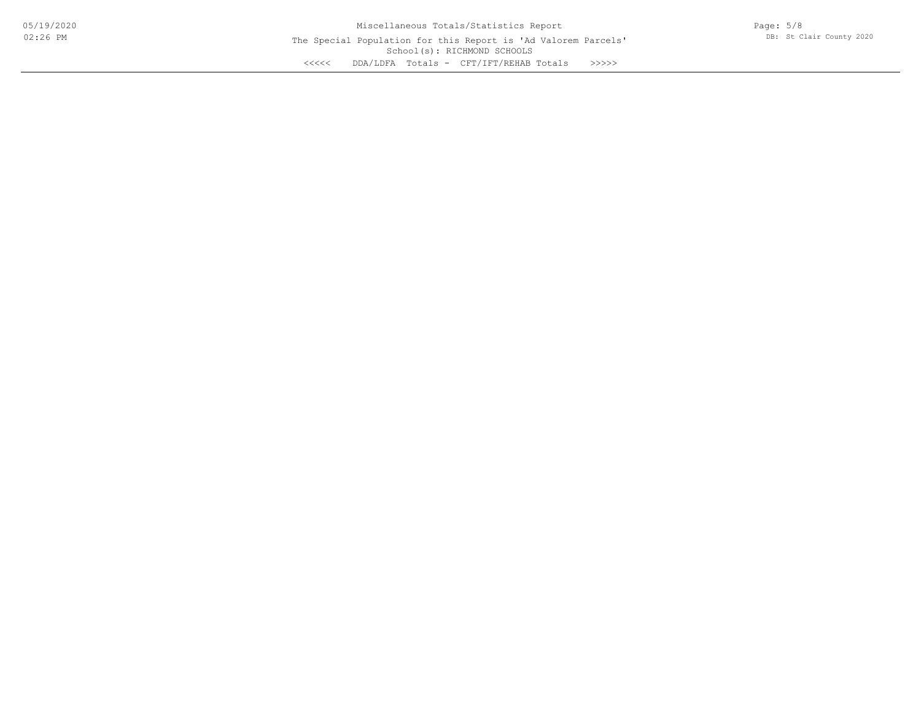<<<<< DDA/LDFA Totals - CFT/IFT/REHAB Totals >>>>>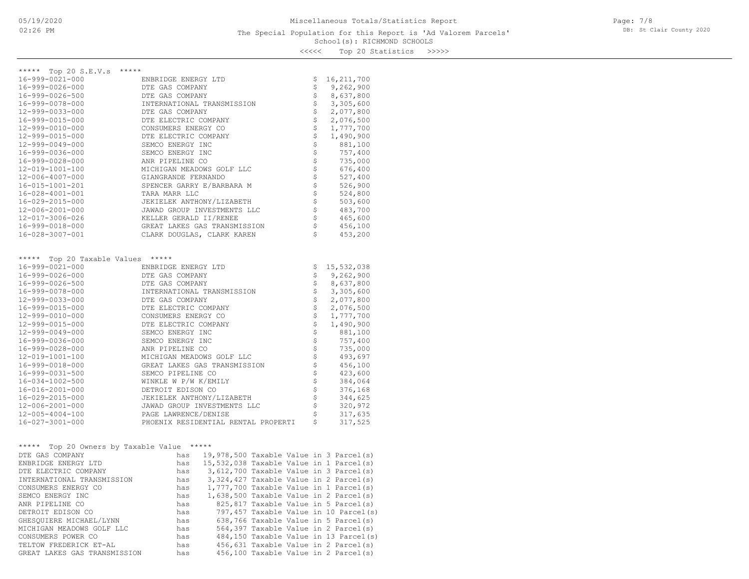Miscellaneous Totals/Statistics Report

The Special Population for this Report is 'Ad Valorem Parcels'

School(s): RICHMOND SCHOOLS

<<<<< Top 20 Statistics >>>>>

***** Top 20 S.E.V.s *****

| Parcel | Owner | S.E.V. |
|---|---|---|
| 16-999-0021-000 | ENBRIDGE ENERGY LTD | $ 16,211,700 |
| 16-999-0026-000 | DTE GAS COMPANY | $ 9,262,900 |
| 16-999-0026-500 | DTE GAS COMPANY | $ 8,637,800 |
| 16-999-0078-000 | INTERNATIONAL TRANSMISSION | $ 3,305,600 |
| 12-999-0033-000 | DTE GAS COMPANY | $ 2,077,800 |
| 16-999-0015-000 | DTE ELECTRIC COMPANY | $ 2,076,500 |
| 12-999-0010-000 | CONSUMERS ENERGY CO | $ 1,777,700 |
| 12-999-0015-000 | DTE ELECTRIC COMPANY | $ 1,490,900 |
| 12-999-0049-000 | SEMCO ENERGY INC | $ 881,100 |
| 16-999-0036-000 | SEMCO ENERGY INC | $ 757,400 |
| 16-999-0028-000 | ANR PIPELINE CO | $ 735,000 |
| 12-019-1001-100 | MICHIGAN MEADOWS GOLF LLC | $ 676,400 |
| 12-006-4007-000 | GIANGRANDE FERNANDO | $ 527,400 |
| 16-015-1001-201 | SPENCER GARRY E/BARBARA M | $ 526,900 |
| 16-028-4001-001 | TARA MARR LLC | $ 524,800 |
| 16-029-2015-000 | JEKIELEK ANTHONY/LIZABETH | $ 503,600 |
| 12-006-2001-000 | JAWAD GROUP INVESTMENTS LLC | $ 483,700 |
| 12-017-3006-026 | KELLER GERALD II/RENEE | $ 465,600 |
| 16-999-0018-000 | GREAT LAKES GAS TRANSMISSION | $ 456,100 |
| 16-028-3007-001 | CLARK DOUGLAS, CLARK KAREN | $ 453,200 |

***** Top 20 Taxable Values *****

| Parcel | Owner | Taxable Value |
|---|---|---|
| 16-999-0021-000 | ENBRIDGE ENERGY LTD | $ 15,532,038 |
| 16-999-0026-000 | DTE GAS COMPANY | $ 9,262,900 |
| 16-999-0026-500 | DTE GAS COMPANY | $ 8,637,800 |
| 16-999-0078-000 | INTERNATIONAL TRANSMISSION | $ 3,305,600 |
| 12-999-0033-000 | DTE GAS COMPANY | $ 2,077,800 |
| 16-999-0015-000 | DTE ELECTRIC COMPANY | $ 2,076,500 |
| 12-999-0010-000 | CONSUMERS ENERGY CO | $ 1,777,700 |
| 12-999-0015-000 | DTE ELECTRIC COMPANY | $ 1,490,900 |
| 12-999-0049-000 | SEMCO ENERGY INC | $ 881,100 |
| 16-999-0036-000 | SEMCO ENERGY INC | $ 757,400 |
| 16-999-0028-000 | ANR PIPELINE CO | $ 735,000 |
| 12-019-1001-100 | MICHIGAN MEADOWS GOLF LLC | $ 493,697 |
| 16-999-0018-000 | GREAT LAKES GAS TRANSMISSION | $ 456,100 |
| 16-999-0031-500 | SEMCO PIPELINE CO | $ 423,600 |
| 16-034-1002-500 | WINKLE W P/W K/EMILY | $ 384,064 |
| 16-016-2001-000 | DETROIT EDISON CO | $ 376,168 |
| 16-029-2015-000 | JEKIELEK ANTHONY/LIZABETH | $ 344,625 |
| 12-006-2001-000 | JAWAD GROUP INVESTMENTS LLC | $ 320,972 |
| 12-005-4004-100 | PAGE LAWRENCE/DENISE | $ 317,635 |
| 16-027-3001-000 | PHOENIX RESIDENTIAL RENTAL PROPERTI | $ 317,525 |

***** Top 20 Owners by Taxable Value *****

| Owner | | Taxable Value | Parcels |
|---|---|---|---|
| DTE GAS COMPANY | has | 19,978,500 Taxable Value | in 3 Parcel(s) |
| ENBRIDGE ENERGY LTD | has | 15,532,038 Taxable Value | in 1 Parcel(s) |
| DTE ELECTRIC COMPANY | has | 3,612,700 Taxable Value | in 3 Parcel(s) |
| INTERNATIONAL TRANSMISSION | has | 3,324,427 Taxable Value | in 2 Parcel(s) |
| CONSUMERS ENERGY CO | has | 1,777,700 Taxable Value | in 1 Parcel(s) |
| SEMCO ENERGY INC | has | 1,638,500 Taxable Value | in 2 Parcel(s) |
| ANR PIPELINE CO | has | 825,817 Taxable Value | in 5 Parcel(s) |
| DETROIT EDISON CO | has | 797,457 Taxable Value | in 10 Parcel(s) |
| GHESQUIERE MICHAEL/LYNN | has | 638,766 Taxable Value | in 5 Parcel(s) |
| MICHIGAN MEADOWS GOLF LLC | has | 564,397 Taxable Value | in 2 Parcel(s) |
| CONSUMERS POWER CO | has | 484,150 Taxable Value | in 13 Parcel(s) |
| TELTOW FREDERICK ET-AL | has | 456,631 Taxable Value | in 2 Parcel(s) |
| GREAT LAKES GAS TRANSMISSION | has | 456,100 Taxable Value | in 2 Parcel(s) |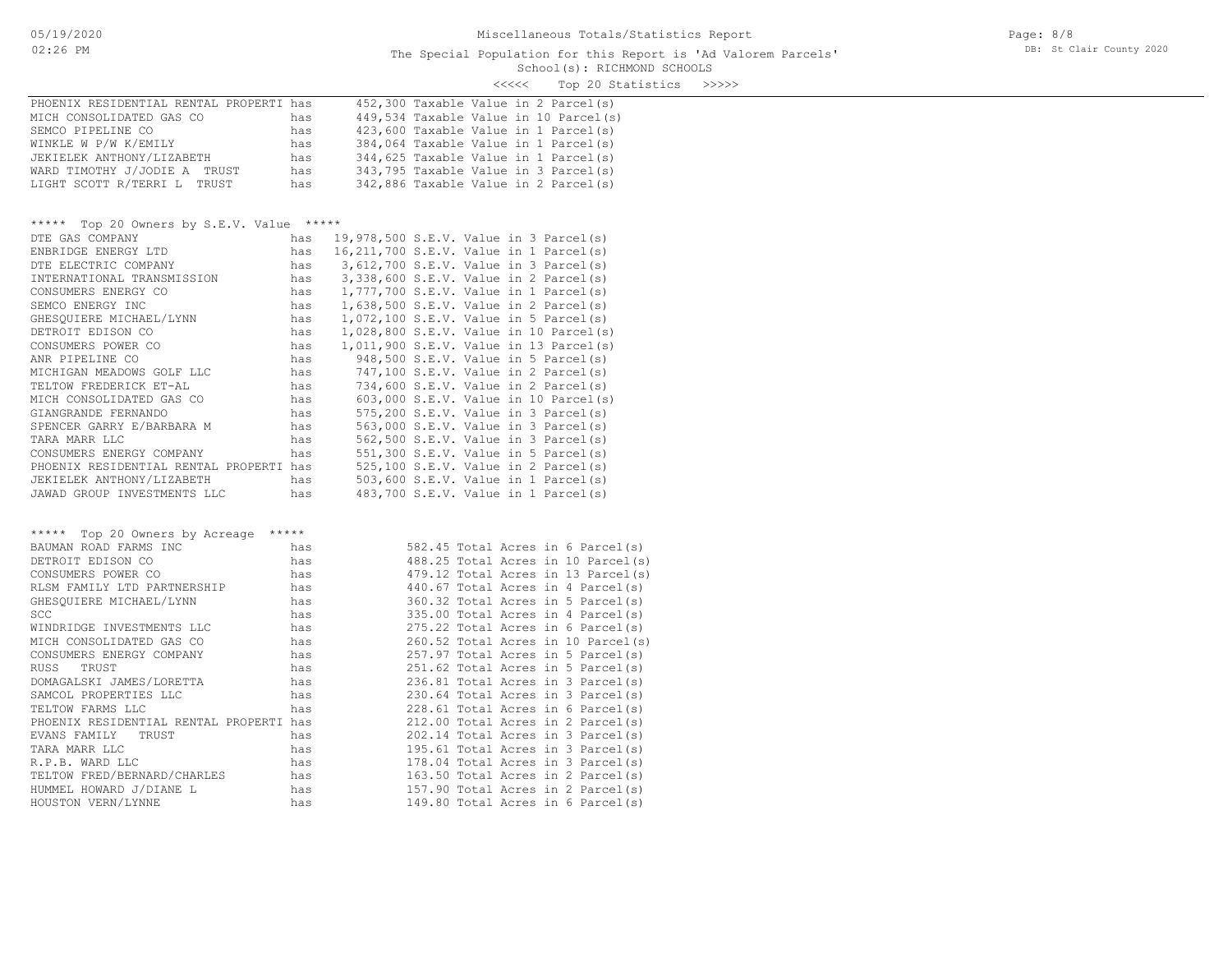Miscellaneous Totals/Statistics Report

The Special Population for this Report is 'Ad Valorem Parcels'

School(s): RICHMOND SCHOOLS

<<<<< Top 20 Statistics >>>>>

| | | |
|---|---|---|
| PHOENIX RESIDENTIAL RENTAL PROPERTI | has | 452,300 Taxable Value in 2 Parcel(s) |
| MICH CONSOLIDATED GAS CO | has | 449,534 Taxable Value in 10 Parcel(s) |
| SEMCO PIPELINE CO | has | 423,600 Taxable Value in 1 Parcel(s) |
| WINKLE W P/W K/EMILY | has | 384,064 Taxable Value in 1 Parcel(s) |
| JEKIELEK ANTHONY/LIZABETH | has | 344,625 Taxable Value in 1 Parcel(s) |
| WARD TIMOTHY J/JODIE A TRUST | has | 343,795 Taxable Value in 3 Parcel(s) |
| LIGHT SCOTT R/TERRI L TRUST | has | 342,886 Taxable Value in 2 Parcel(s) |

***** Top 20 Owners by S.E.V. Value *****

| | | |
|---|---|---|
| DTE GAS COMPANY | has | 19,978,500 S.E.V. Value in 3 Parcel(s) |
| ENBRIDGE ENERGY LTD | has | 16,211,700 S.E.V. Value in 1 Parcel(s) |
| DTE ELECTRIC COMPANY | has | 3,612,700 S.E.V. Value in 3 Parcel(s) |
| INTERNATIONAL TRANSMISSION | has | 3,338,600 S.E.V. Value in 2 Parcel(s) |
| CONSUMERS ENERGY CO | has | 1,777,700 S.E.V. Value in 1 Parcel(s) |
| SEMCO ENERGY INC | has | 1,638,500 S.E.V. Value in 2 Parcel(s) |
| GHESQUIERE MICHAEL/LYNN | has | 1,072,100 S.E.V. Value in 5 Parcel(s) |
| DETROIT EDISON CO | has | 1,028,800 S.E.V. Value in 10 Parcel(s) |
| CONSUMERS POWER CO | has | 1,011,900 S.E.V. Value in 13 Parcel(s) |
| ANR PIPELINE CO | has | 948,500 S.E.V. Value in 5 Parcel(s) |
| MICHIGAN MEADOWS GOLF LLC | has | 747,100 S.E.V. Value in 2 Parcel(s) |
| TELTOW FREDERICK ET-AL | has | 734,600 S.E.V. Value in 2 Parcel(s) |
| MICH CONSOLIDATED GAS CO | has | 603,000 S.E.V. Value in 10 Parcel(s) |
| GIANGRANDE FERNANDO | has | 575,200 S.E.V. Value in 3 Parcel(s) |
| SPENCER GARRY E/BARBARA M | has | 563,000 S.E.V. Value in 3 Parcel(s) |
| TARA MARR LLC | has | 562,500 S.E.V. Value in 3 Parcel(s) |
| CONSUMERS ENERGY COMPANY | has | 551,300 S.E.V. Value in 5 Parcel(s) |
| PHOENIX RESIDENTIAL RENTAL PROPERTI | has | 525,100 S.E.V. Value in 2 Parcel(s) |
| JEKIELEK ANTHONY/LIZABETH | has | 503,600 S.E.V. Value in 1 Parcel(s) |
| JAWAD GROUP INVESTMENTS LLC | has | 483,700 S.E.V. Value in 1 Parcel(s) |

***** Top 20 Owners by Acreage *****

| | | |
|---|---|---|
| BAUMAN ROAD FARMS INC | has | 582.45 Total Acres in 6 Parcel(s) |
| DETROIT EDISON CO | has | 488.25 Total Acres in 10 Parcel(s) |
| CONSUMERS POWER CO | has | 479.12 Total Acres in 13 Parcel(s) |
| RLSM FAMILY LTD PARTNERSHIP | has | 440.67 Total Acres in 4 Parcel(s) |
| GHESQUIERE MICHAEL/LYNN | has | 360.32 Total Acres in 5 Parcel(s) |
| SCC | has | 335.00 Total Acres in 4 Parcel(s) |
| WINDRIDGE INVESTMENTS LLC | has | 275.22 Total Acres in 6 Parcel(s) |
| MICH CONSOLIDATED GAS CO | has | 260.52 Total Acres in 10 Parcel(s) |
| CONSUMERS ENERGY COMPANY | has | 257.97 Total Acres in 5 Parcel(s) |
| RUSS TRUST | has | 251.62 Total Acres in 5 Parcel(s) |
| DOMAGALSKI JAMES/LORETTA | has | 236.81 Total Acres in 3 Parcel(s) |
| SAMCOL PROPERTIES LLC | has | 230.64 Total Acres in 3 Parcel(s) |
| TELTOW FARMS LLC | has | 228.61 Total Acres in 6 Parcel(s) |
| PHOENIX RESIDENTIAL RENTAL PROPERTI | has | 212.00 Total Acres in 2 Parcel(s) |
| EVANS FAMILY TRUST | has | 202.14 Total Acres in 3 Parcel(s) |
| TARA MARR LLC | has | 195.61 Total Acres in 3 Parcel(s) |
| R.P.B. WARD LLC | has | 178.04 Total Acres in 3 Parcel(s) |
| TELTOW FRED/BERNARD/CHARLES | has | 163.50 Total Acres in 2 Parcel(s) |
| HUMMEL HOWARD J/DIANE L | has | 157.90 Total Acres in 2 Parcel(s) |
| HOUSTON VERN/LYNNE | has | 149.80 Total Acres in 6 Parcel(s) |